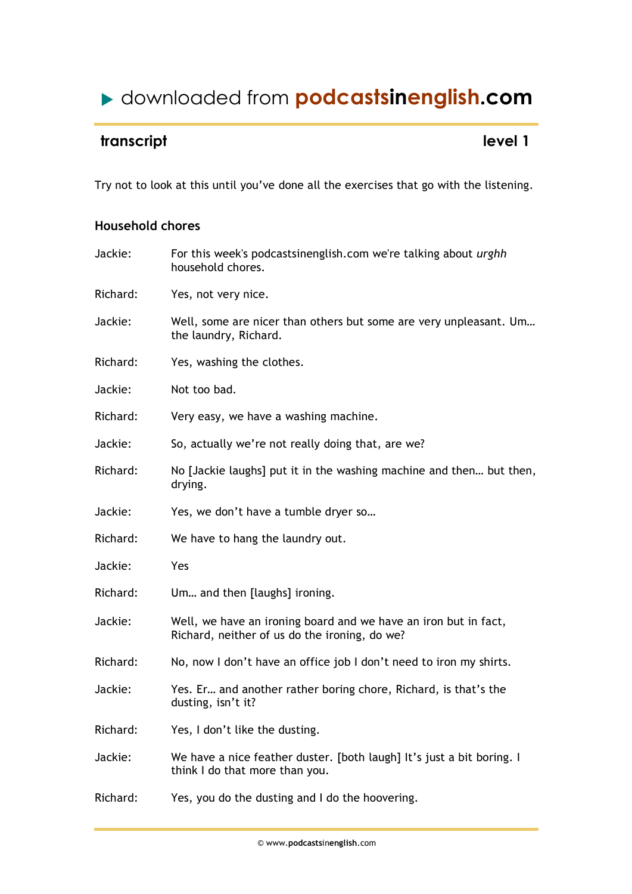# ▶ downloaded from podcastsinenglish.com

## transcript — level 1

Try not to look at this until you've done all the exercises that go with the listening.

### Household chores

Jackie: For this week's podcastsinenglish.com we're talking about *urghh* household chores.

Richard: Yes, not very nice.

Jackie: Well, some are nicer than others but some are very unpleasant. Um… the laundry, Richard.

Richard: Yes, washing the clothes.

Jackie: Not too bad.

Richard: Very easy, we have a washing machine.

Jackie: So, actually we're not really doing that, are we?

Richard: No [Jackie laughs] put it in the washing machine and then… but then, drying.

Jackie: Yes, we don't have a tumble dryer so…

Richard: We have to hang the laundry out.

Jackie: Yes

Richard: Um… and then [laughs] ironing.

Jackie: Well, we have an ironing board and we have an iron but in fact, Richard, neither of us do the ironing, do we?

Richard: No, now I don't have an office job I don't need to iron my shirts.

Jackie: Yes. Er… and another rather boring chore, Richard, is that's the dusting, isn't it?

Richard: Yes, I don't like the dusting.

Jackie: We have a nice feather duster. [both laugh] It's just a bit boring. I think I do that more than you.

Richard: Yes, you do the dusting and I do the hoovering.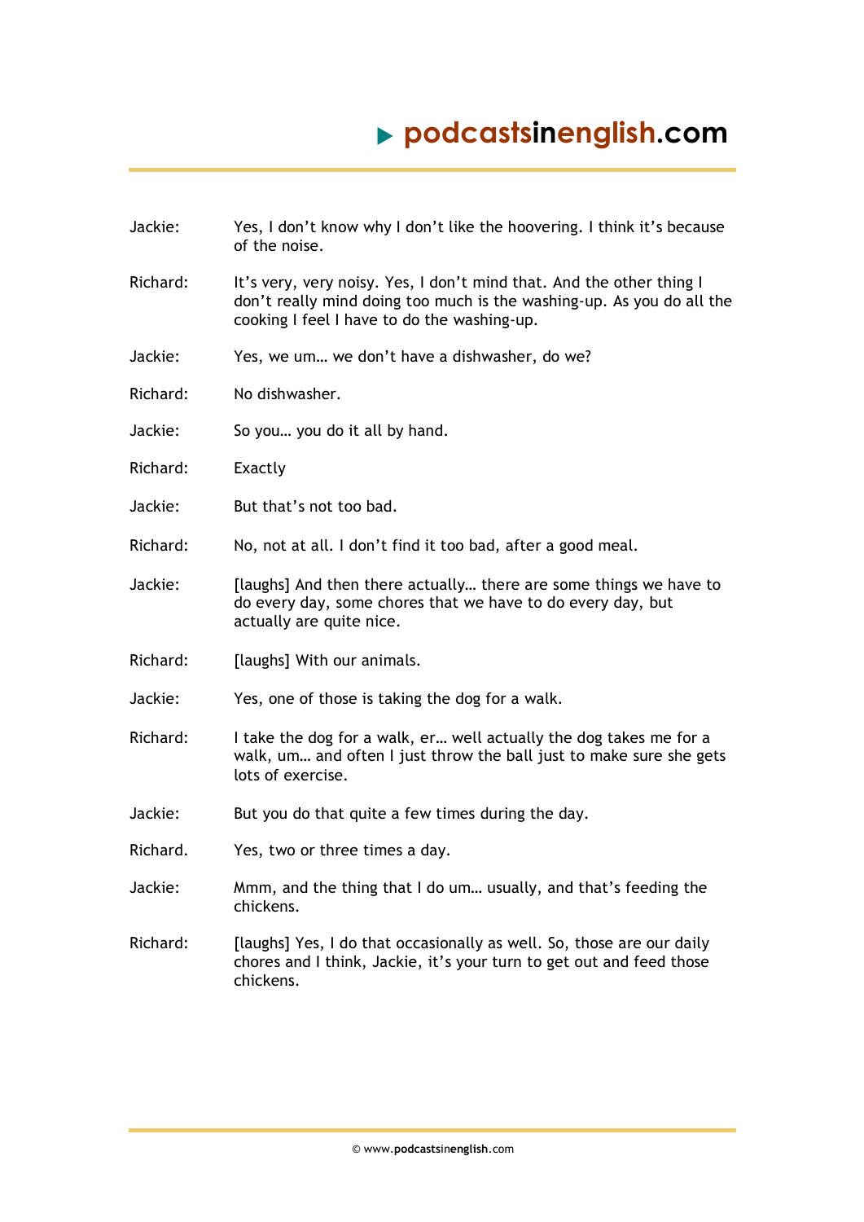Jackie: Yes, I don't know why I don't like the hoovering. I think it's because of the noise.

Richard: It's very, very noisy. Yes, I don't mind that. And the other thing I don't really mind doing too much is the washing-up. As you do all the cooking I feel I have to do the washing-up.

Jackie: Yes, we um… we don't have a dishwasher, do we?

Richard: No dishwasher.

Jackie: So you… you do it all by hand.

Richard: Exactly

Jackie: But that's not too bad.

Richard: No, not at all. I don't find it too bad, after a good meal.

Jackie: [laughs] And then there actually… there are some things we have to do every day, some chores that we have to do every day, but actually are quite nice.

Richard: [laughs] With our animals.

Jackie: Yes, one of those is taking the dog for a walk.

Richard: I take the dog for a walk, er… well actually the dog takes me for a walk, um… and often I just throw the ball just to make sure she gets lots of exercise.

Jackie: But you do that quite a few times during the day.

Richard. Yes, two or three times a day.

Jackie: Mmm, and the thing that I do um… usually, and that's feeding the chickens.

Richard: [laughs] Yes, I do that occasionally as well. So, those are our daily chores and I think, Jackie, it's your turn to get out and feed those chickens.